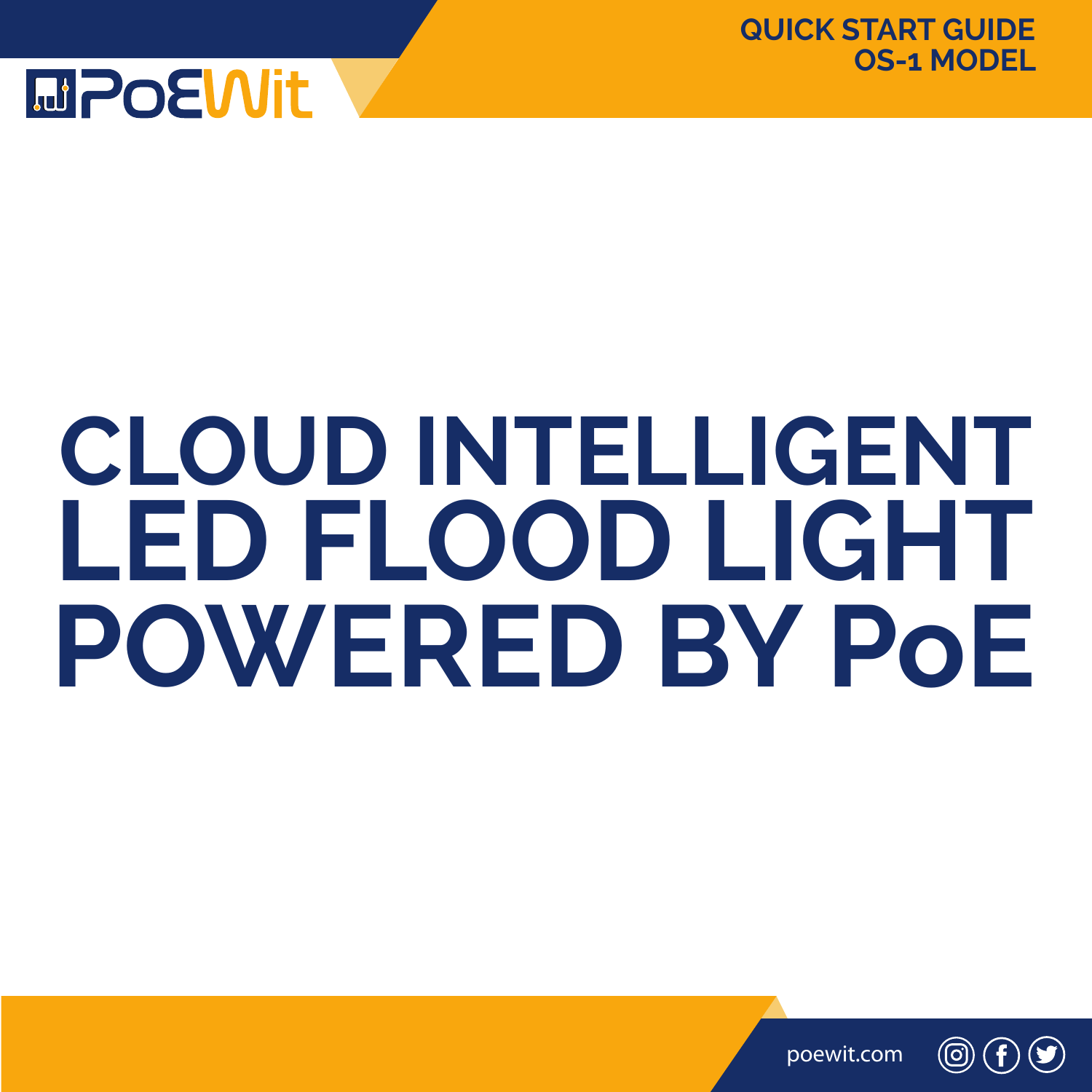PoEWit

QUICK START GUIDE
OS-1 MODEL

# CLOUD INTELLIGENT LED FLOOD LIGHT POWERED BY PoE

poewit.com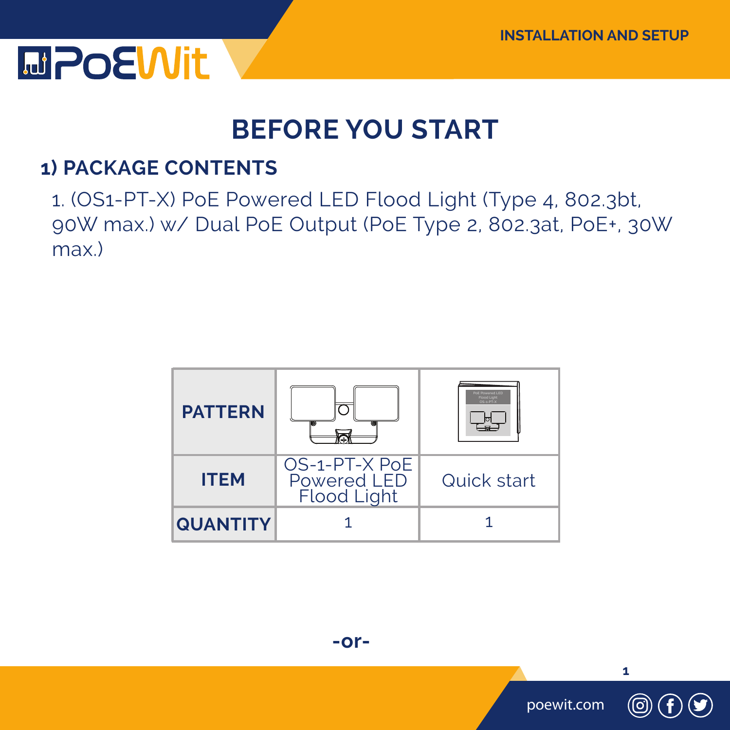# BEFORE YOU START

## 1) PACKAGE CONTENTS

1. (OS1-PT-X) PoE Powered LED Flood Light (Type 4, 802.3bt, 90W max.) w/ Dual PoE Output (PoE Type 2, 802.3at, PoE+, 30W max.)

| PATTERN | | |
| --- | --- | --- |
| ITEM | OS-1-PT-X PoE Powered LED Flood Light | Quick start |
| QUANTITY | 1 | 1 |

-or-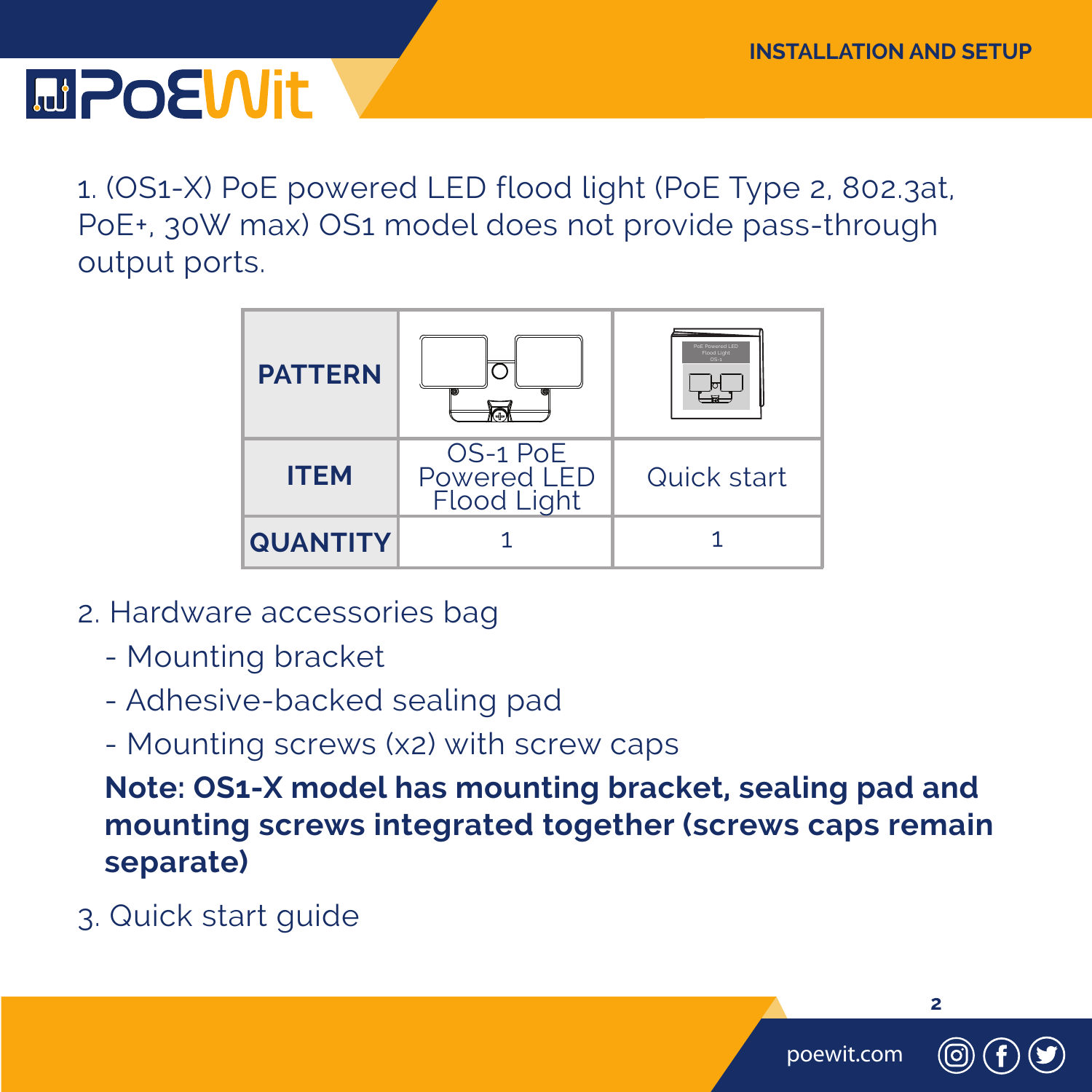1. (OS1-X) PoE powered LED flood light (PoE Type 2, 802.3at, PoE+, 30W max) OS1 model does not provide pass-through output ports.

| PATTERN | | |
|---|---|---|
| ITEM | OS-1 PoE Powered LED Flood Light | Quick start |
| QUANTITY | 1 | 1 |

2. Hardware accessories bag
   - Mounting bracket
   - Adhesive-backed sealing pad
   - Mounting screws (x2) with screw caps

   **Note: OS1-X model has mounting bracket, sealing pad and mounting screws integrated together (screws caps remain separate)**

3. Quick start guide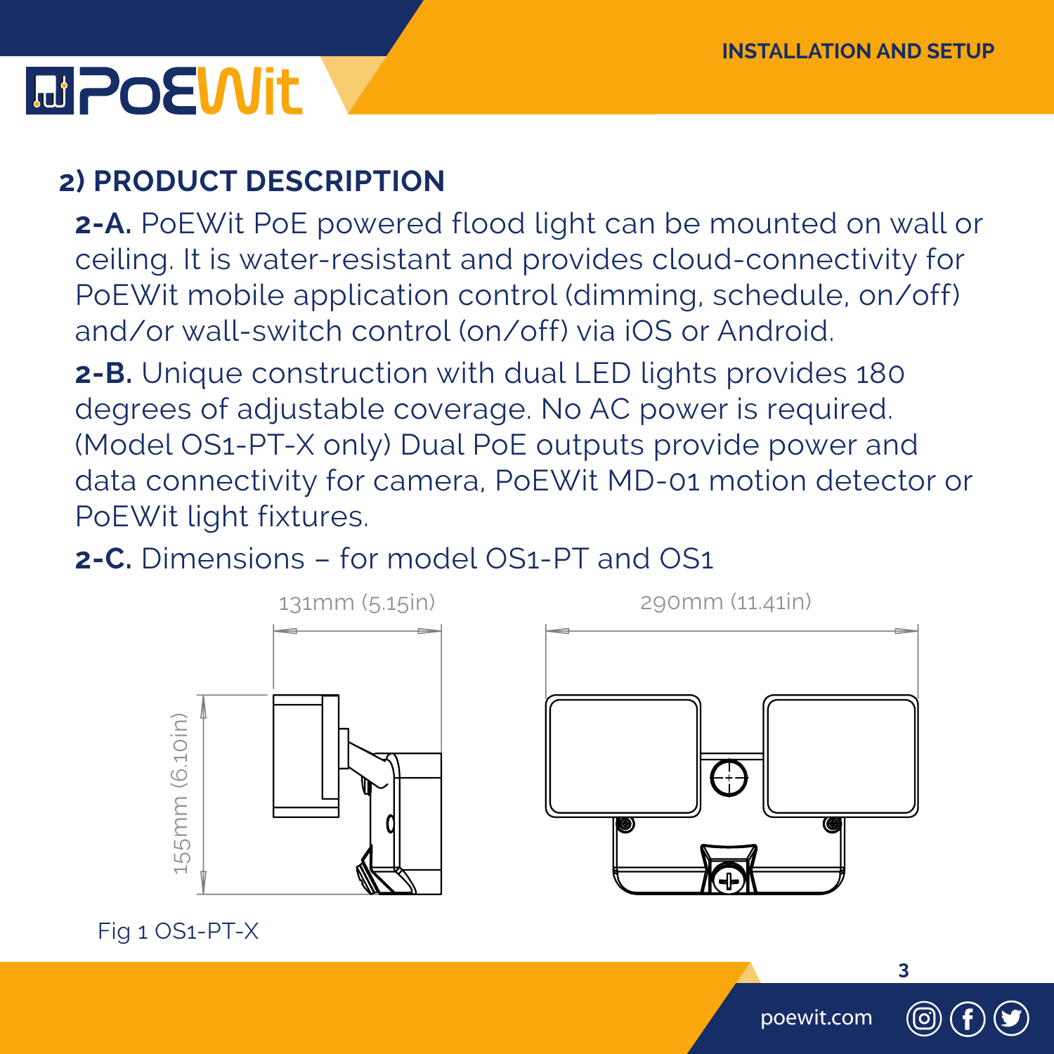## 2) PRODUCT DESCRIPTION

**2-A.** PoEWit PoE powered flood light can be mounted on wall or ceiling. It is water-resistant and provides cloud-connectivity for PoEWit mobile application control (dimming, schedule, on/off) and/or wall-switch control (on/off) via iOS or Android.

**2-B.** Unique construction with dual LED lights provides 180 degrees of adjustable coverage. No AC power is required. (Model OS1-PT-X only) Dual PoE outputs provide power and data connectivity for camera, PoEWit MD-01 motion detector or PoEWit light fixtures.

**2-C.** Dimensions – for model OS1-PT and OS1

131mm (5.15in)

290mm (11.41in)

155mm (6.10in)

Fig 1 OS1-PT-X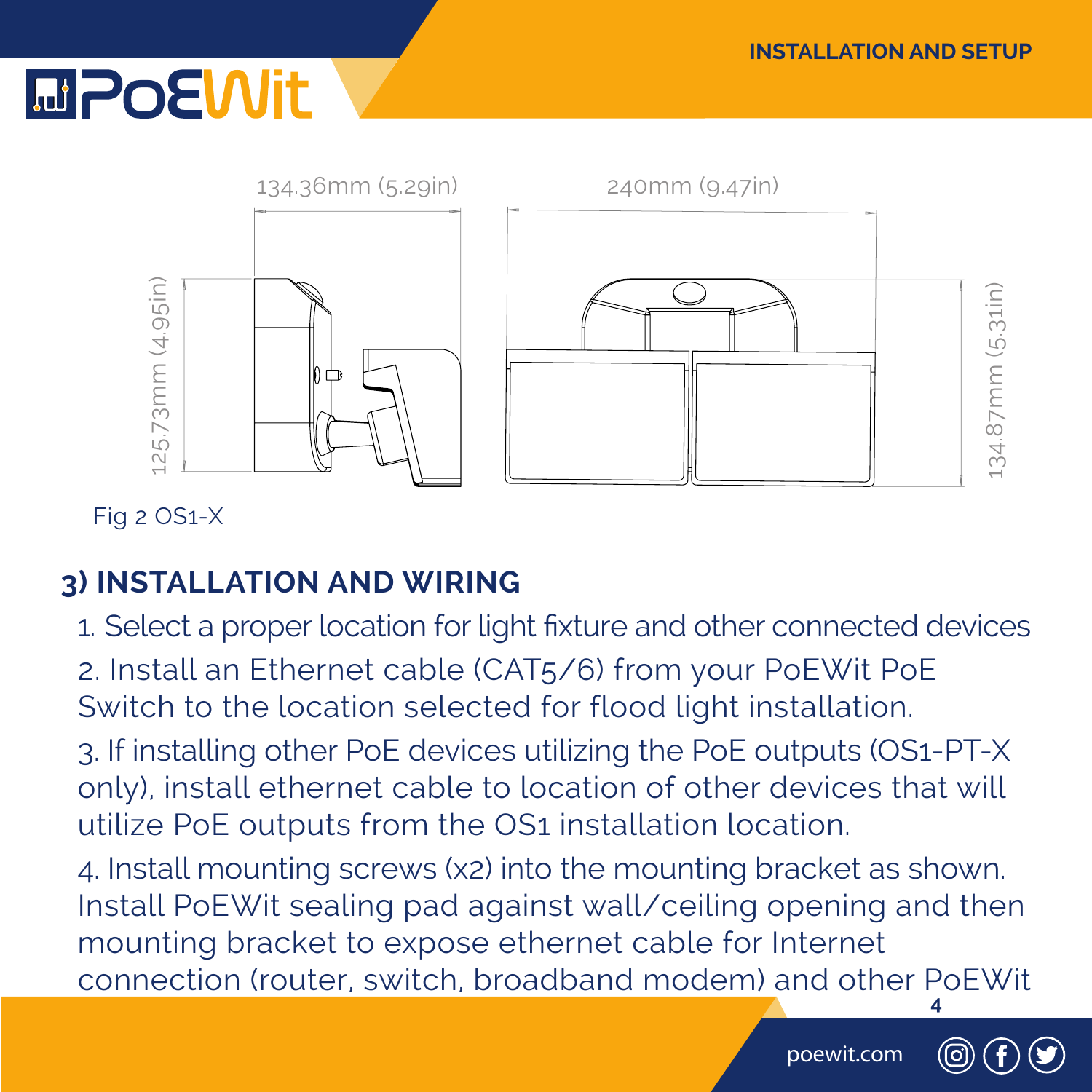134.36mm (5.29in)

240mm (9.47in)

125.73mm (4.95in)

134.87mm (5.31in)

Fig 2 OS1-X

## 3) INSTALLATION AND WIRING

1. Select a proper location for light fixture and other connected devices
2. Install an Ethernet cable (CAT5/6) from your PoEWit PoE Switch to the location selected for flood light installation.
3. If installing other PoE devices utilizing the PoE outputs (OS1-PT-X only), install ethernet cable to location of other devices that will utilize PoE outputs from the OS1 installation location.
4. Install mounting screws (x2) into the mounting bracket as shown. Install PoEWit sealing pad against wall/ceiling opening and then mounting bracket to expose ethernet cable for Internet connection (router, switch, broadband modem) and other PoEWit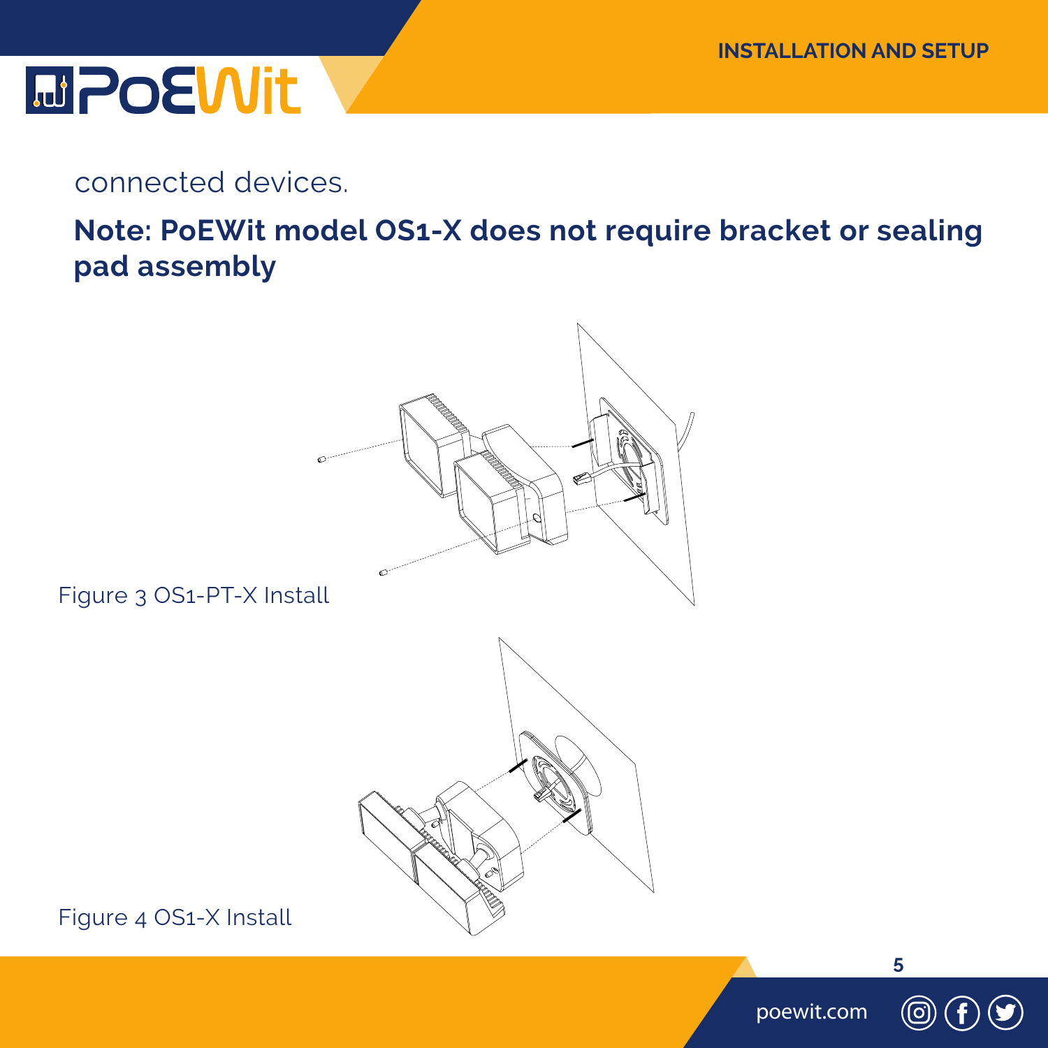connected devices.

**Note: PoEWit model OS1-X does not require bracket or sealing pad assembly**

Figure 3 OS1-PT-X Install

Figure 4 OS1-X Install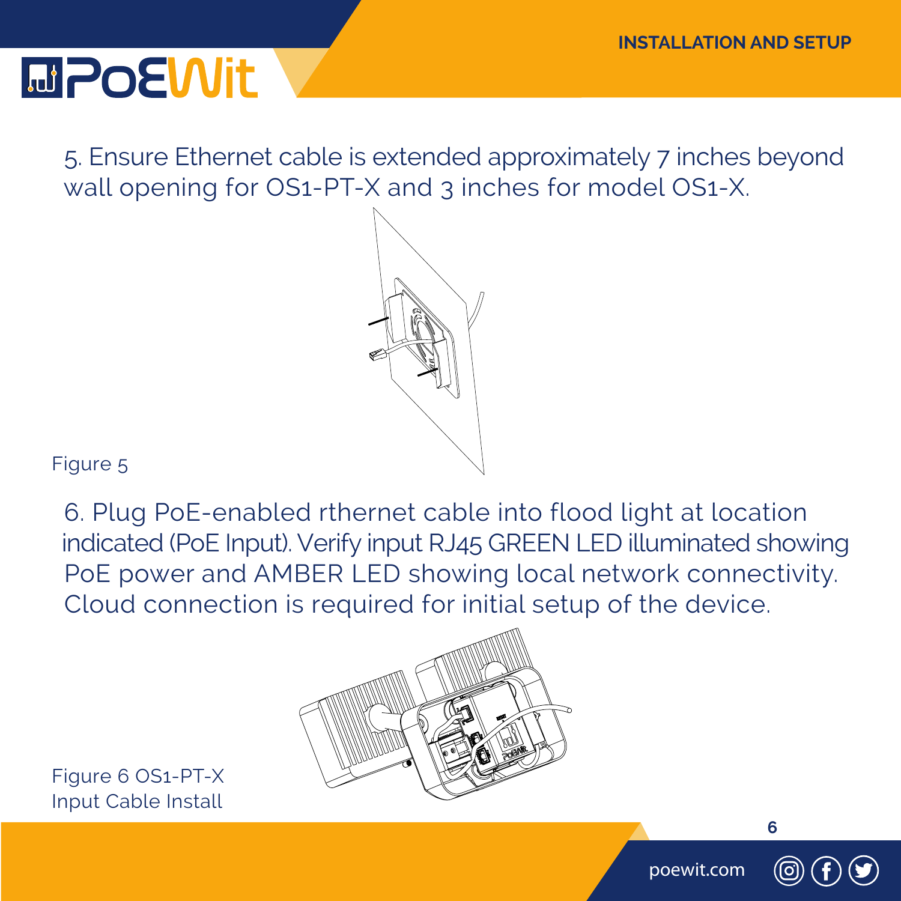5. Ensure Ethernet cable is extended approximately 7 inches beyond wall opening for OS1-PT-X and 3 inches for model OS1-X.

Figure 5

6. Plug PoE-enabled rthernet cable into flood light at location indicated (PoE Input). Verify input RJ45 GREEN LED illuminated showing PoE power and AMBER LED showing local network connectivity. Cloud connection is required for initial setup of the device.

Figure 6 OS1-PT-X
Input Cable Install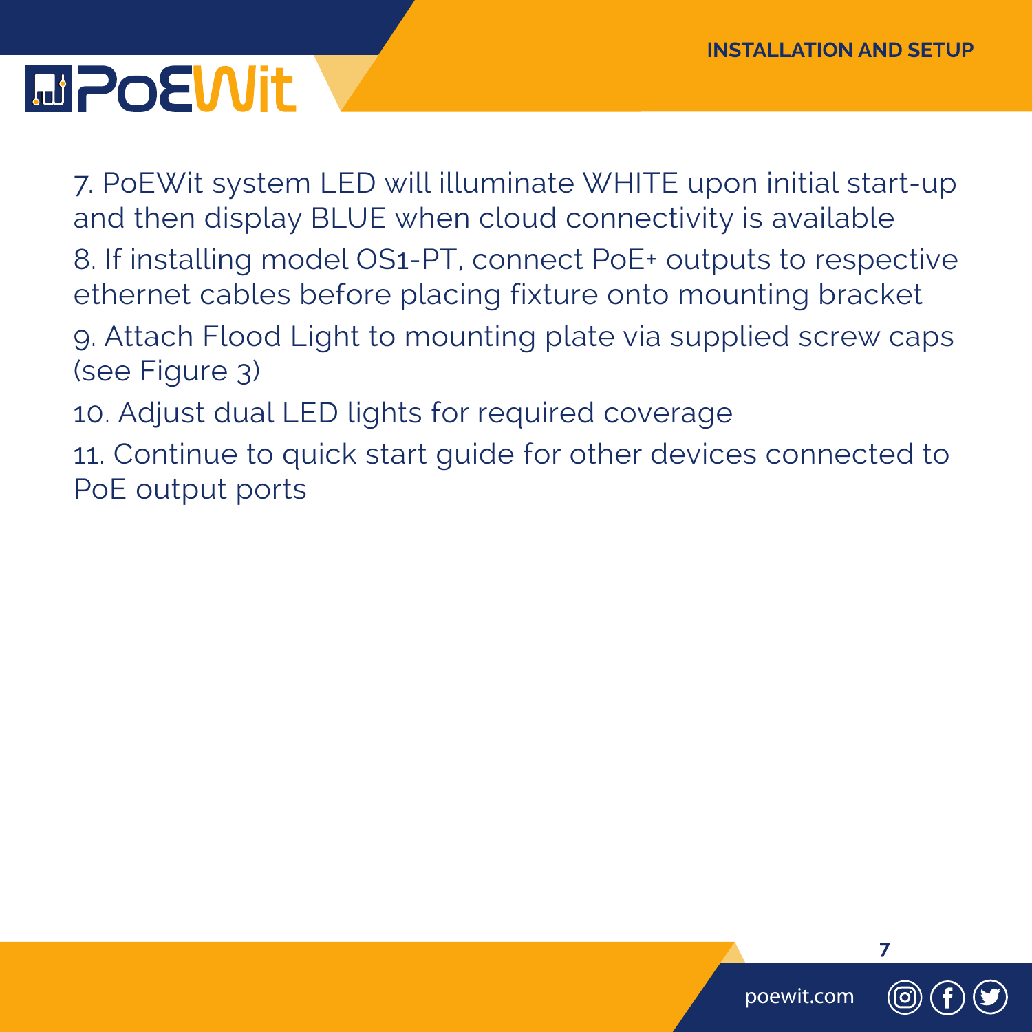7. PoEWit system LED will illuminate WHITE upon initial start-up and then display BLUE when cloud connectivity is available
8. If installing model OS1-PT, connect PoE+ outputs to respective ethernet cables before placing fixture onto mounting bracket
9. Attach Flood Light to mounting plate via supplied screw caps (see Figure 3)
10. Adjust dual LED lights for required coverage
11. Continue to quick start guide for other devices connected to PoE output ports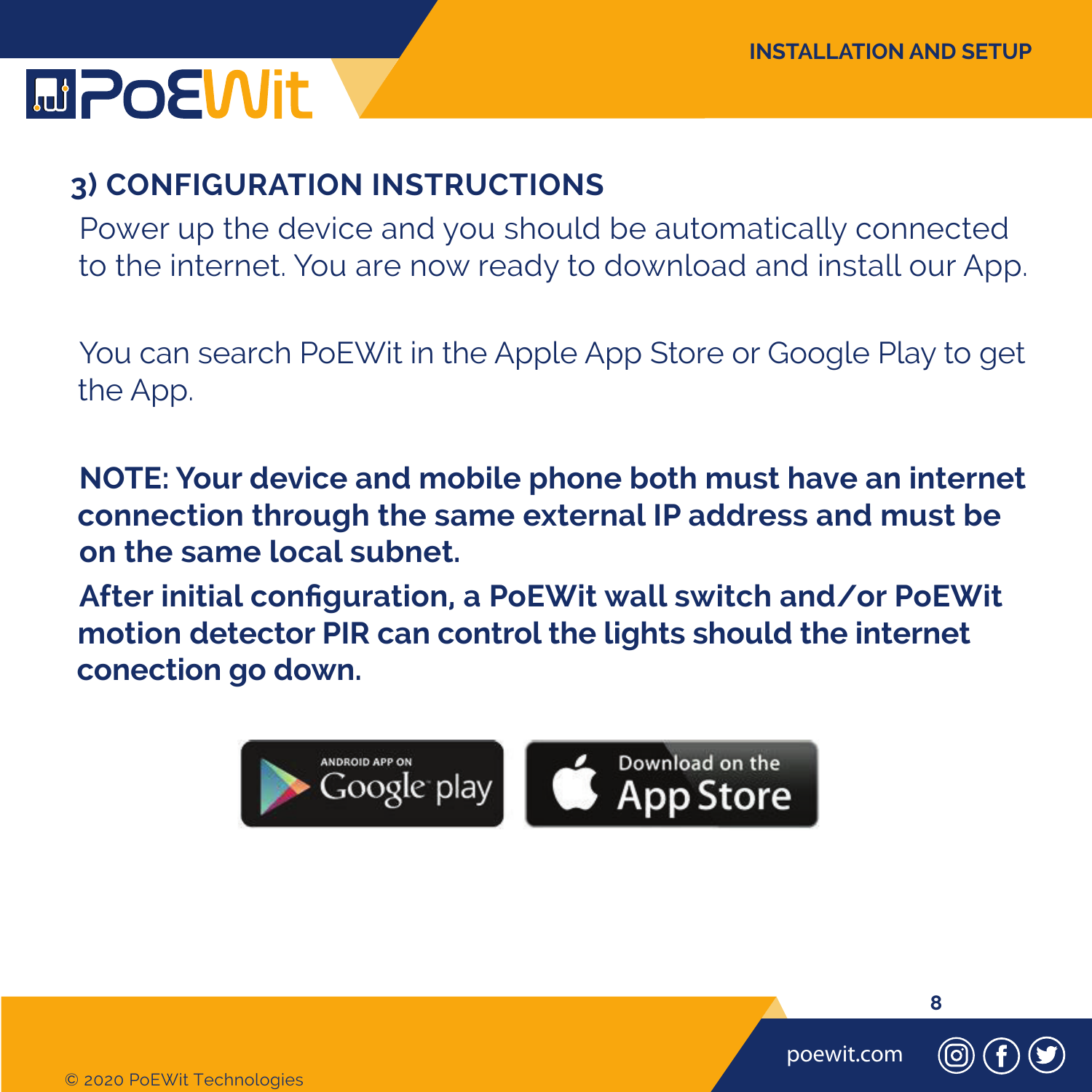## 3) CONFIGURATION INSTRUCTIONS

Power up the device and you should be automatically connected to the internet. You are now ready to download and install our App.

You can search PoEWit in the Apple App Store or Google Play to get the App.

**NOTE: Your device and mobile phone both must have an internet connection through the same external IP address and must be on the same local subnet.**

**After initial configuration, a PoEWit wall switch and/or PoEWit motion detector PIR can control the lights should the internet conection go down.**

ANDROID APP ON Google play

Download on the App Store

© 2020 PoEWit Technologies